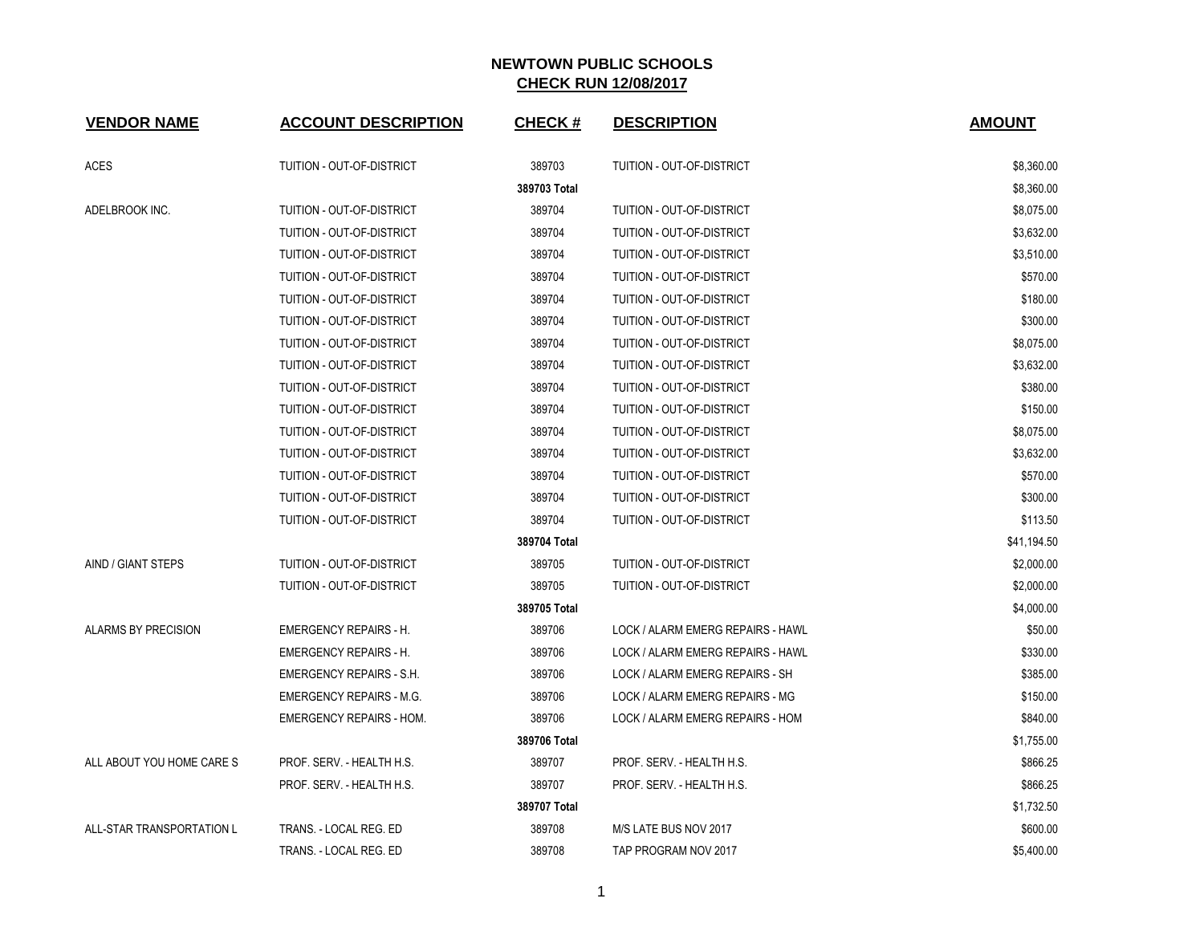# NEWTOWN PUBLIC SCHOOLS

## CHECK RUN 12/08/2017

| VENDOR NAME | ACCOUNT DESCRIPTION | CHECK # | DESCRIPTION | AMOUNT |
|---|---|---|---|---|
| ACES | TUITION - OUT-OF-DISTRICT | 389703 | TUITION - OUT-OF-DISTRICT | $8,360.00 |
| | | **389703 Total** | | $8,360.00 |
| ADELBROOK INC. | TUITION - OUT-OF-DISTRICT | 389704 | TUITION - OUT-OF-DISTRICT | $8,075.00 |
| | TUITION - OUT-OF-DISTRICT | 389704 | TUITION - OUT-OF-DISTRICT | $3,632.00 |
| | TUITION - OUT-OF-DISTRICT | 389704 | TUITION - OUT-OF-DISTRICT | $3,510.00 |
| | TUITION - OUT-OF-DISTRICT | 389704 | TUITION - OUT-OF-DISTRICT | $570.00 |
| | TUITION - OUT-OF-DISTRICT | 389704 | TUITION - OUT-OF-DISTRICT | $180.00 |
| | TUITION - OUT-OF-DISTRICT | 389704 | TUITION - OUT-OF-DISTRICT | $300.00 |
| | TUITION - OUT-OF-DISTRICT | 389704 | TUITION - OUT-OF-DISTRICT | $8,075.00 |
| | TUITION - OUT-OF-DISTRICT | 389704 | TUITION - OUT-OF-DISTRICT | $3,632.00 |
| | TUITION - OUT-OF-DISTRICT | 389704 | TUITION - OUT-OF-DISTRICT | $380.00 |
| | TUITION - OUT-OF-DISTRICT | 389704 | TUITION - OUT-OF-DISTRICT | $150.00 |
| | TUITION - OUT-OF-DISTRICT | 389704 | TUITION - OUT-OF-DISTRICT | $8,075.00 |
| | TUITION - OUT-OF-DISTRICT | 389704 | TUITION - OUT-OF-DISTRICT | $3,632.00 |
| | TUITION - OUT-OF-DISTRICT | 389704 | TUITION - OUT-OF-DISTRICT | $570.00 |
| | TUITION - OUT-OF-DISTRICT | 389704 | TUITION - OUT-OF-DISTRICT | $300.00 |
| | TUITION - OUT-OF-DISTRICT | 389704 | TUITION - OUT-OF-DISTRICT | $113.50 |
| | | **389704 Total** | | $41,194.50 |
| AIND / GIANT STEPS | TUITION - OUT-OF-DISTRICT | 389705 | TUITION - OUT-OF-DISTRICT | $2,000.00 |
| | TUITION - OUT-OF-DISTRICT | 389705 | TUITION - OUT-OF-DISTRICT | $2,000.00 |
| | | **389705 Total** | | $4,000.00 |
| ALARMS BY PRECISION | EMERGENCY REPAIRS - H. | 389706 | LOCK / ALARM EMERG REPAIRS - HAWL | $50.00 |
| | EMERGENCY REPAIRS - H. | 389706 | LOCK / ALARM EMERG REPAIRS - HAWL | $330.00 |
| | EMERGENCY REPAIRS - S.H. | 389706 | LOCK / ALARM EMERG REPAIRS - SH | $385.00 |
| | EMERGENCY REPAIRS - M.G. | 389706 | LOCK / ALARM EMERG REPAIRS - MG | $150.00 |
| | EMERGENCY REPAIRS - HOM. | 389706 | LOCK / ALARM EMERG REPAIRS - HOM | $840.00 |
| | | **389706 Total** | | $1,755.00 |
| ALL ABOUT YOU HOME CARE S | PROF. SERV. - HEALTH H.S. | 389707 | PROF. SERV. - HEALTH H.S. | $866.25 |
| | PROF. SERV. - HEALTH H.S. | 389707 | PROF. SERV. - HEALTH H.S. | $866.25 |
| | | **389707 Total** | | $1,732.50 |
| ALL-STAR TRANSPORTATION L | TRANS. - LOCAL REG. ED | 389708 | M/S LATE BUS NOV 2017 | $600.00 |
| | TRANS. - LOCAL REG. ED | 389708 | TAP PROGRAM NOV 2017 | $5,400.00 |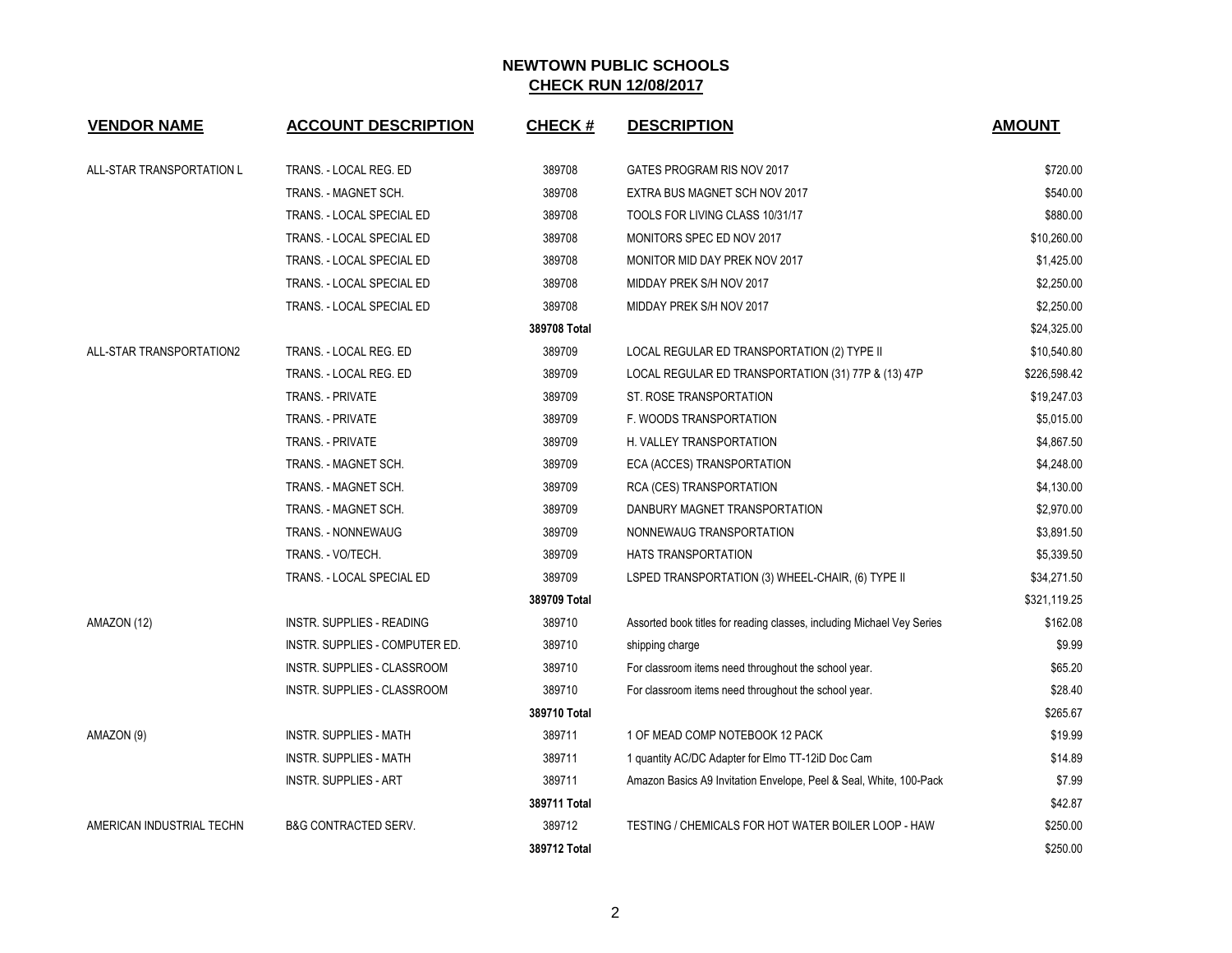# NEWTOWN PUBLIC SCHOOLS

## CHECK RUN 12/08/2017

| VENDOR NAME | ACCOUNT DESCRIPTION | CHECK # | DESCRIPTION | AMOUNT |
|---|---|---|---|---|
| ALL-STAR TRANSPORTATION L | TRANS. - LOCAL REG. ED | 389708 | GATES PROGRAM RIS NOV 2017 | $720.00 |
| | TRANS. - MAGNET SCH. | 389708 | EXTRA BUS MAGNET SCH NOV 2017 | $540.00 |
| | TRANS. - LOCAL SPECIAL ED | 389708 | TOOLS FOR LIVING CLASS 10/31/17 | $880.00 |
| | TRANS. - LOCAL SPECIAL ED | 389708 | MONITORS SPEC ED NOV 2017 | $10,260.00 |
| | TRANS. - LOCAL SPECIAL ED | 389708 | MONITOR MID DAY PREK NOV 2017 | $1,425.00 |
| | TRANS. - LOCAL SPECIAL ED | 389708 | MIDDAY PREK S/H NOV 2017 | $2,250.00 |
| | TRANS. - LOCAL SPECIAL ED | 389708 | MIDDAY PREK S/H NOV 2017 | $2,250.00 |
| | | **389708 Total** | | $24,325.00 |
| ALL-STAR TRANSPORTATION2 | TRANS. - LOCAL REG. ED | 389709 | LOCAL REGULAR ED TRANSPORTATION (2) TYPE II | $10,540.80 |
| | TRANS. - LOCAL REG. ED | 389709 | LOCAL REGULAR ED TRANSPORTATION (31) 77P & (13) 47P | $226,598.42 |
| | TRANS. - PRIVATE | 389709 | ST. ROSE TRANSPORTATION | $19,247.03 |
| | TRANS. - PRIVATE | 389709 | F. WOODS TRANSPORTATION | $5,015.00 |
| | TRANS. - PRIVATE | 389709 | H. VALLEY TRANSPORTATION | $4,867.50 |
| | TRANS. - MAGNET SCH. | 389709 | ECA (ACCES) TRANSPORTATION | $4,248.00 |
| | TRANS. - MAGNET SCH. | 389709 | RCA (CES) TRANSPORTATION | $4,130.00 |
| | TRANS. - MAGNET SCH. | 389709 | DANBURY MAGNET TRANSPORTATION | $2,970.00 |
| | TRANS. - NONNEWAUG | 389709 | NONNEWAUG TRANSPORTATION | $3,891.50 |
| | TRANS. - VO/TECH. | 389709 | HATS TRANSPORTATION | $5,339.50 |
| | TRANS. - LOCAL SPECIAL ED | 389709 | LSPED TRANSPORTATION (3) WHEEL-CHAIR, (6) TYPE II | $34,271.50 |
| | | **389709 Total** | | $321,119.25 |
| AMAZON (12) | INSTR. SUPPLIES - READING | 389710 | Assorted book titles for reading classes, including Michael Vey Series | $162.08 |
| | INSTR. SUPPLIES - COMPUTER ED. | 389710 | shipping charge | $9.99 |
| | INSTR. SUPPLIES - CLASSROOM | 389710 | For classroom items need throughout the school year. | $65.20 |
| | INSTR. SUPPLIES - CLASSROOM | 389710 | For classroom items need throughout the school year. | $28.40 |
| | | **389710 Total** | | $265.67 |
| AMAZON (9) | INSTR. SUPPLIES - MATH | 389711 | 1 OF MEAD COMP NOTEBOOK 12 PACK | $19.99 |
| | INSTR. SUPPLIES - MATH | 389711 | 1 quantity AC/DC Adapter for Elmo TT-12iD Doc Cam | $14.89 |
| | INSTR. SUPPLIES - ART | 389711 | Amazon Basics A9 Invitation Envelope, Peel & Seal, White, 100-Pack | $7.99 |
| | | **389711 Total** | | $42.87 |
| AMERICAN INDUSTRIAL TECHN | B&G CONTRACTED SERV. | 389712 | TESTING / CHEMICALS FOR HOT WATER BOILER LOOP - HAW | $250.00 |
| | | **389712 Total** | | $250.00 |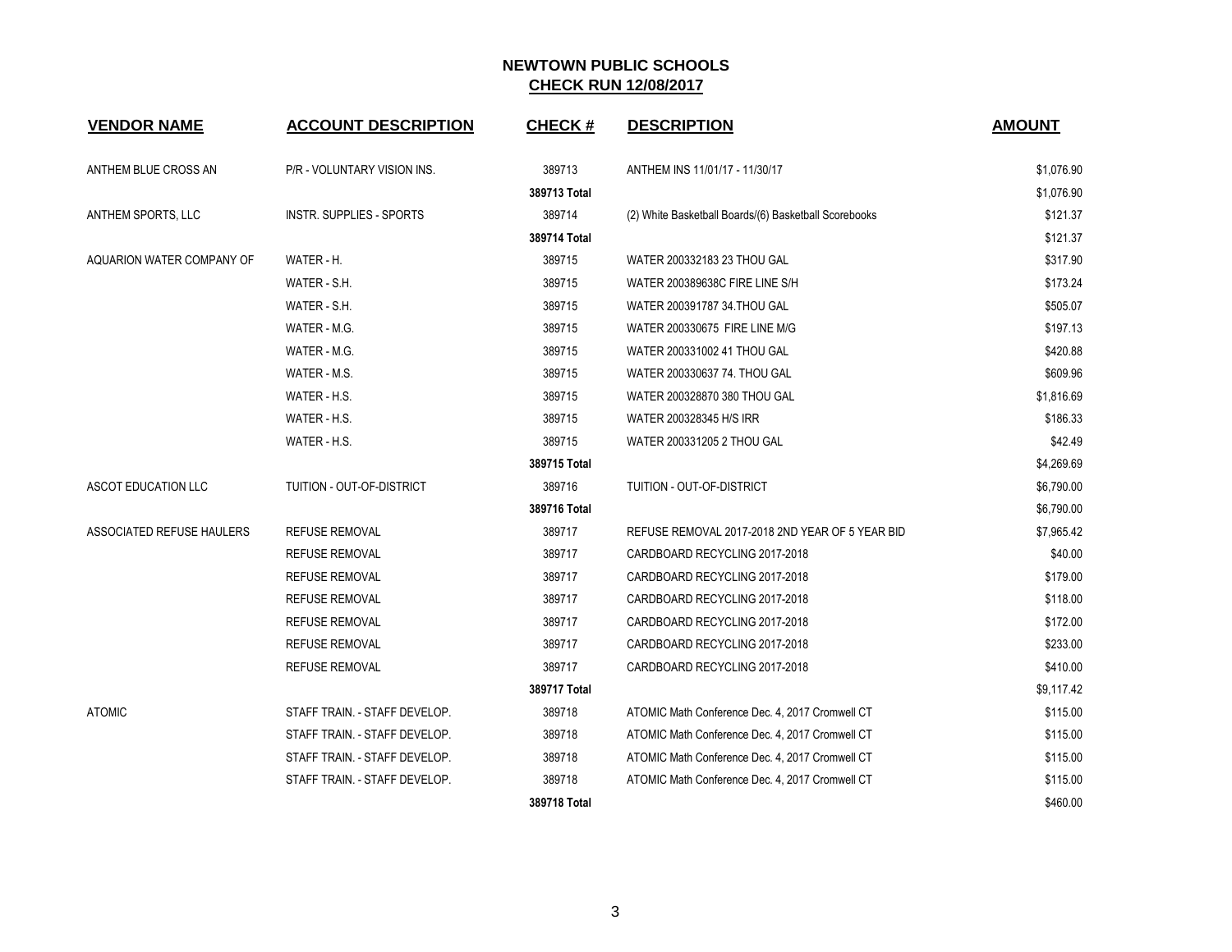# NEWTOWN PUBLIC SCHOOLS
## CHECK RUN 12/08/2017

| VENDOR NAME | ACCOUNT DESCRIPTION | CHECK # | DESCRIPTION | AMOUNT |
|---|---|---|---|---|
| ANTHEM BLUE CROSS AN | P/R - VOLUNTARY VISION INS. | 389713 | ANTHEM INS 11/01/17 - 11/30/17 | $1,076.90 |
| | | **389713 Total** | | $1,076.90 |
| ANTHEM SPORTS, LLC | INSTR. SUPPLIES - SPORTS | 389714 | (2) White Basketball Boards/(6) Basketball Scorebooks | $121.37 |
| | | **389714 Total** | | $121.37 |
| AQUARION WATER COMPANY OF | WATER - H. | 389715 | WATER 200332183 23 THOU GAL | $317.90 |
| | WATER - S.H. | 389715 | WATER 200389638C FIRE LINE S/H | $173.24 |
| | WATER - S.H. | 389715 | WATER 200391787 34.THOU GAL | $505.07 |
| | WATER - M.G. | 389715 | WATER 200330675 FIRE LINE M/G | $197.13 |
| | WATER - M.G. | 389715 | WATER 200331002 41 THOU GAL | $420.88 |
| | WATER - M.S. | 389715 | WATER 200330637 74. THOU GAL | $609.96 |
| | WATER - H.S. | 389715 | WATER 200328870 380 THOU GAL | $1,816.69 |
| | WATER - H.S. | 389715 | WATER 200328345 H/S IRR | $186.33 |
| | WATER - H.S. | 389715 | WATER 200331205 2 THOU GAL | $42.49 |
| | | **389715 Total** | | $4,269.69 |
| ASCOT EDUCATION LLC | TUITION - OUT-OF-DISTRICT | 389716 | TUITION - OUT-OF-DISTRICT | $6,790.00 |
| | | **389716 Total** | | $6,790.00 |
| ASSOCIATED REFUSE HAULERS | REFUSE REMOVAL | 389717 | REFUSE REMOVAL 2017-2018 2ND YEAR OF 5 YEAR BID | $7,965.42 |
| | REFUSE REMOVAL | 389717 | CARDBOARD RECYCLING 2017-2018 | $40.00 |
| | REFUSE REMOVAL | 389717 | CARDBOARD RECYCLING 2017-2018 | $179.00 |
| | REFUSE REMOVAL | 389717 | CARDBOARD RECYCLING 2017-2018 | $118.00 |
| | REFUSE REMOVAL | 389717 | CARDBOARD RECYCLING 2017-2018 | $172.00 |
| | REFUSE REMOVAL | 389717 | CARDBOARD RECYCLING 2017-2018 | $233.00 |
| | REFUSE REMOVAL | 389717 | CARDBOARD RECYCLING 2017-2018 | $410.00 |
| | | **389717 Total** | | $9,117.42 |
| ATOMIC | STAFF TRAIN. - STAFF DEVELOP. | 389718 | ATOMIC Math Conference Dec. 4, 2017 Cromwell CT | $115.00 |
| | STAFF TRAIN. - STAFF DEVELOP. | 389718 | ATOMIC Math Conference Dec. 4, 2017 Cromwell CT | $115.00 |
| | STAFF TRAIN. - STAFF DEVELOP. | 389718 | ATOMIC Math Conference Dec. 4, 2017 Cromwell CT | $115.00 |
| | STAFF TRAIN. - STAFF DEVELOP. | 389718 | ATOMIC Math Conference Dec. 4, 2017 Cromwell CT | $115.00 |
| | | **389718 Total** | | $460.00 |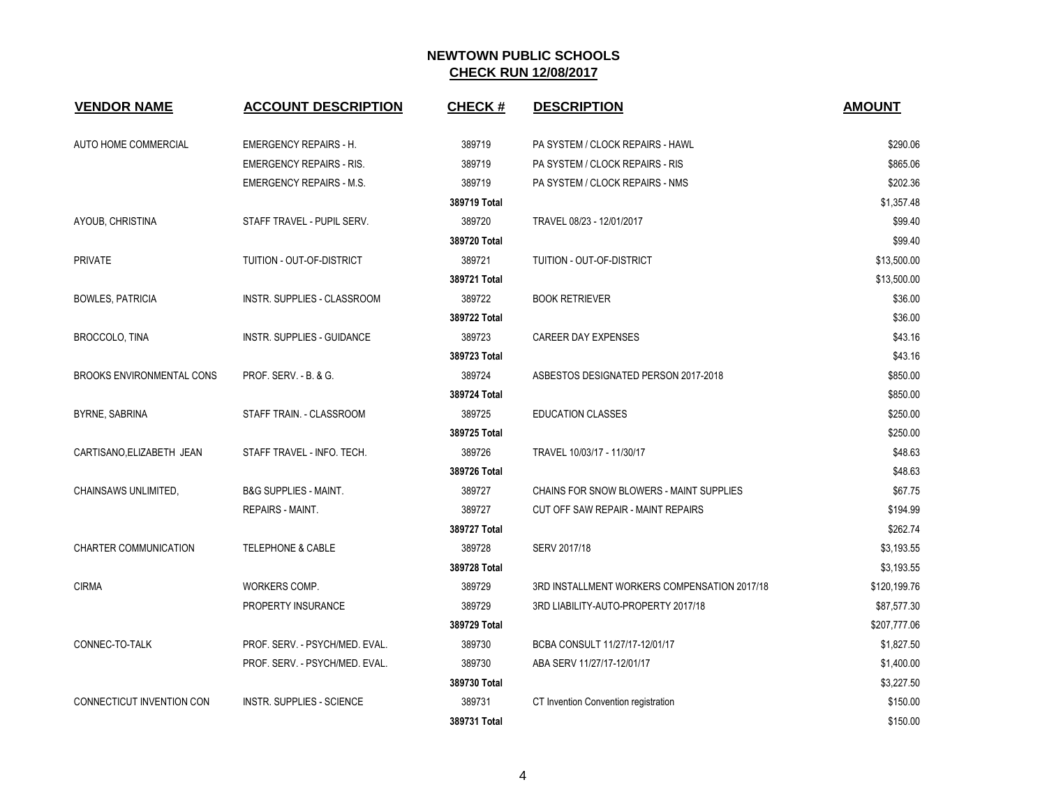# NEWTOWN PUBLIC SCHOOLS

## CHECK RUN 12/08/2017

| VENDOR NAME | ACCOUNT DESCRIPTION | CHECK # | DESCRIPTION | AMOUNT |
|---|---|---|---|---|
| AUTO HOME COMMERCIAL | EMERGENCY REPAIRS - H. | 389719 | PA SYSTEM / CLOCK REPAIRS - HAWL | $290.06 |
| | EMERGENCY REPAIRS - RIS. | 389719 | PA SYSTEM / CLOCK REPAIRS - RIS | $865.06 |
| | EMERGENCY REPAIRS - M.S. | 389719 | PA SYSTEM / CLOCK REPAIRS - NMS | $202.36 |
| | | **389719 Total** | | $1,357.48 |
| AYOUB, CHRISTINA | STAFF TRAVEL - PUPIL SERV. | 389720 | TRAVEL 08/23 - 12/01/2017 | $99.40 |
| | | **389720 Total** | | $99.40 |
| PRIVATE | TUITION - OUT-OF-DISTRICT | 389721 | TUITION - OUT-OF-DISTRICT | $13,500.00 |
| | | **389721 Total** | | $13,500.00 |
| BOWLES, PATRICIA | INSTR. SUPPLIES - CLASSROOM | 389722 | BOOK RETRIEVER | $36.00 |
| | | **389722 Total** | | $36.00 |
| BROCCOLO, TINA | INSTR. SUPPLIES - GUIDANCE | 389723 | CAREER DAY EXPENSES | $43.16 |
| | | **389723 Total** | | $43.16 |
| BROOKS ENVIRONMENTAL CONS | PROF. SERV. - B. & G. | 389724 | ASBESTOS DESIGNATED PERSON 2017-2018 | $850.00 |
| | | **389724 Total** | | $850.00 |
| BYRNE, SABRINA | STAFF TRAIN. - CLASSROOM | 389725 | EDUCATION CLASSES | $250.00 |
| | | **389725 Total** | | $250.00 |
| CARTISANO,ELIZABETH JEAN | STAFF TRAVEL - INFO. TECH. | 389726 | TRAVEL 10/03/17 - 11/30/17 | $48.63 |
| | | **389726 Total** | | $48.63 |
| CHAINSAWS UNLIMITED, | B&G SUPPLIES - MAINT. | 389727 | CHAINS FOR SNOW BLOWERS - MAINT SUPPLIES | $67.75 |
| | REPAIRS - MAINT. | 389727 | CUT OFF SAW REPAIR - MAINT REPAIRS | $194.99 |
| | | **389727 Total** | | $262.74 |
| CHARTER COMMUNICATION | TELEPHONE & CABLE | 389728 | SERV 2017/18 | $3,193.55 |
| | | **389728 Total** | | $3,193.55 |
| CIRMA | WORKERS COMP. | 389729 | 3RD INSTALLMENT WORKERS COMPENSATION 2017/18 | $120,199.76 |
| | PROPERTY INSURANCE | 389729 | 3RD LIABILITY-AUTO-PROPERTY 2017/18 | $87,577.30 |
| | | **389729 Total** | | $207,777.06 |
| CONNEC-TO-TALK | PROF. SERV. - PSYCH/MED. EVAL. | 389730 | BCBA CONSULT 11/27/17-12/01/17 | $1,827.50 |
| | PROF. SERV. - PSYCH/MED. EVAL. | 389730 | ABA SERV 11/27/17-12/01/17 | $1,400.00 |
| | | **389730 Total** | | $3,227.50 |
| CONNECTICUT INVENTION CON | INSTR. SUPPLIES - SCIENCE | 389731 | CT Invention Convention registration | $150.00 |
| | | **389731 Total** | | $150.00 |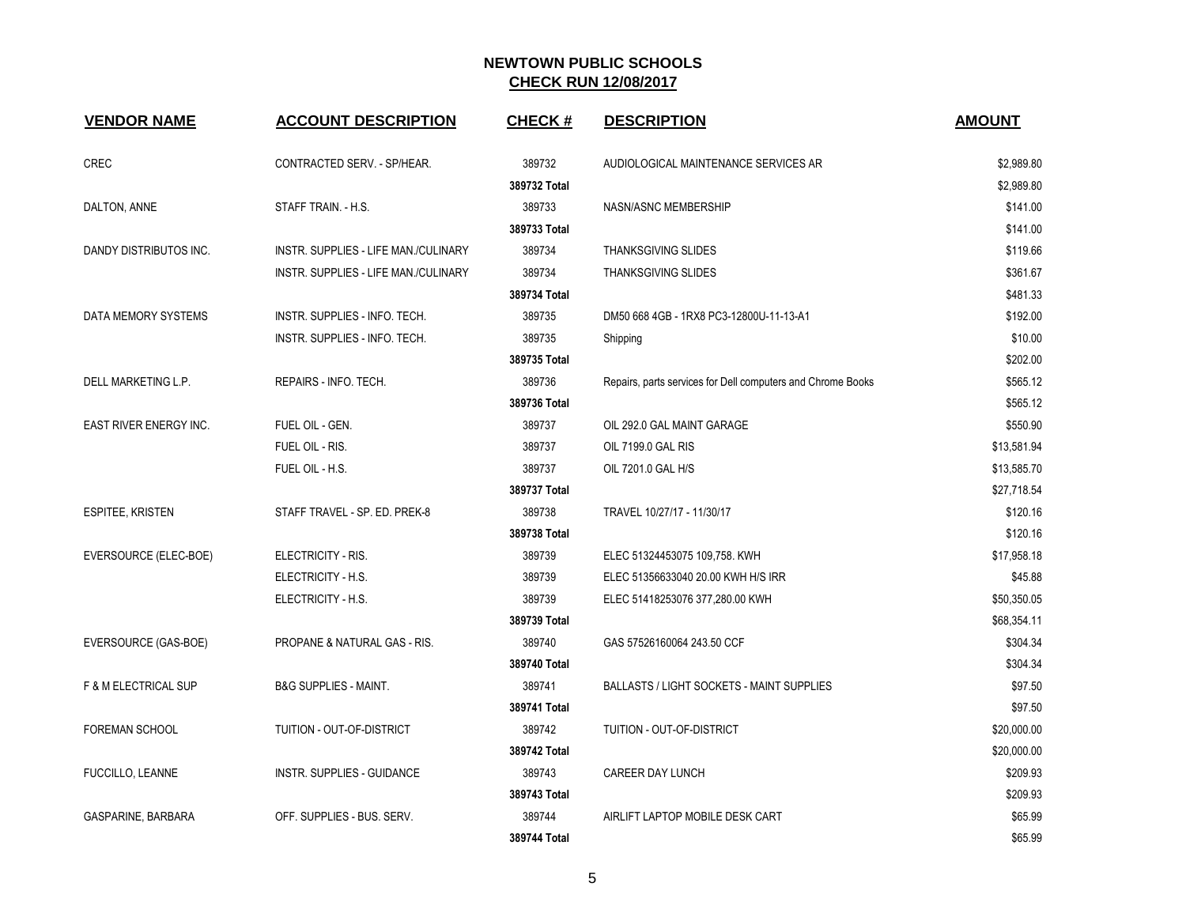# NEWTOWN PUBLIC SCHOOLS

## CHECK RUN 12/08/2017

| VENDOR NAME | ACCOUNT DESCRIPTION | CHECK # | DESCRIPTION | AMOUNT |
|---|---|---|---|---|
| CREC | CONTRACTED SERV. - SP/HEAR. | 389732 | AUDIOLOGICAL MAINTENANCE SERVICES AR | $2,989.80 |
| | | **389732 Total** | | $2,989.80 |
| DALTON, ANNE | STAFF TRAIN. - H.S. | 389733 | NASN/ASNC MEMBERSHIP | $141.00 |
| | | **389733 Total** | | $141.00 |
| DANDY DISTRIBUTOS INC. | INSTR. SUPPLIES - LIFE MAN./CULINARY | 389734 | THANKSGIVING SLIDES | $119.66 |
| | INSTR. SUPPLIES - LIFE MAN./CULINARY | 389734 | THANKSGIVING SLIDES | $361.67 |
| | | **389734 Total** | | $481.33 |
| DATA MEMORY SYSTEMS | INSTR. SUPPLIES - INFO. TECH. | 389735 | DM50 668 4GB - 1RX8 PC3-12800U-11-13-A1 | $192.00 |
| | INSTR. SUPPLIES - INFO. TECH. | 389735 | Shipping | $10.00 |
| | | **389735 Total** | | $202.00 |
| DELL MARKETING L.P. | REPAIRS - INFO. TECH. | 389736 | Repairs, parts services for Dell computers and Chrome Books | $565.12 |
| | | **389736 Total** | | $565.12 |
| EAST RIVER ENERGY INC. | FUEL OIL - GEN. | 389737 | OIL 292.0 GAL MAINT GARAGE | $550.90 |
| | FUEL OIL - RIS. | 389737 | OIL 7199.0 GAL RIS | $13,581.94 |
| | FUEL OIL - H.S. | 389737 | OIL 7201.0 GAL H/S | $13,585.70 |
| | | **389737 Total** | | $27,718.54 |
| ESPITEE, KRISTEN | STAFF TRAVEL - SP. ED. PREK-8 | 389738 | TRAVEL 10/27/17 - 11/30/17 | $120.16 |
| | | **389738 Total** | | $120.16 |
| EVERSOURCE (ELEC-BOE) | ELECTRICITY - RIS. | 389739 | ELEC 51324453075 109,758. KWH | $17,958.18 |
| | ELECTRICITY - H.S. | 389739 | ELEC 51356633040 20.00 KWH H/S IRR | $45.88 |
| | ELECTRICITY - H.S. | 389739 | ELEC 51418253076 377,280.00 KWH | $50,350.05 |
| | | **389739 Total** | | $68,354.11 |
| EVERSOURCE (GAS-BOE) | PROPANE & NATURAL GAS - RIS. | 389740 | GAS 57526160064 243.50 CCF | $304.34 |
| | | **389740 Total** | | $304.34 |
| F & M ELECTRICAL SUP | B&G SUPPLIES - MAINT. | 389741 | BALLASTS / LIGHT SOCKETS - MAINT SUPPLIES | $97.50 |
| | | **389741 Total** | | $97.50 |
| FOREMAN SCHOOL | TUITION - OUT-OF-DISTRICT | 389742 | TUITION - OUT-OF-DISTRICT | $20,000.00 |
| | | **389742 Total** | | $20,000.00 |
| FUCCILLO, LEANNE | INSTR. SUPPLIES - GUIDANCE | 389743 | CAREER DAY LUNCH | $209.93 |
| | | **389743 Total** | | $209.93 |
| GASPARINE, BARBARA | OFF. SUPPLIES - BUS. SERV. | 389744 | AIRLIFT LAPTOP MOBILE DESK CART | $65.99 |
| | | **389744 Total** | | $65.99 |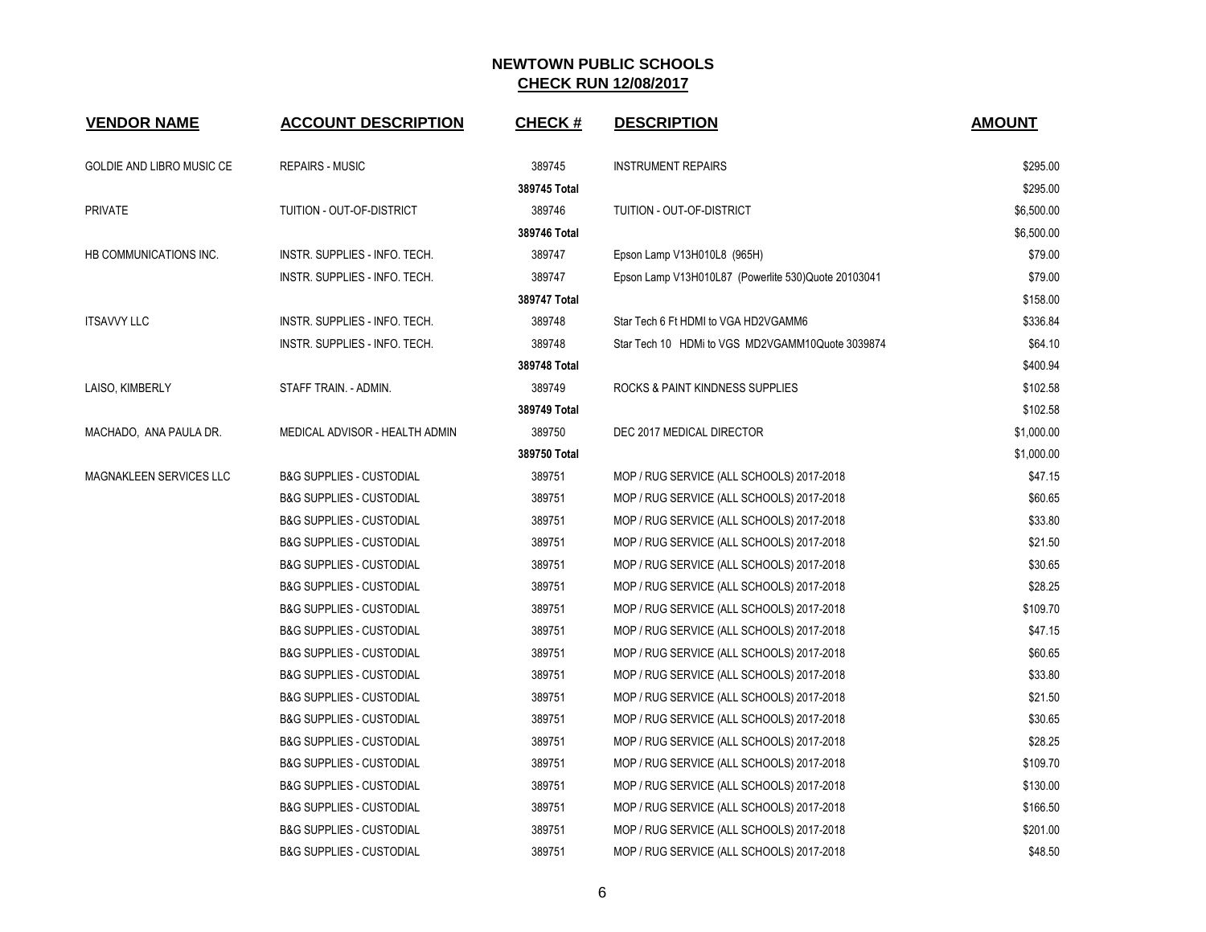# NEWTOWN PUBLIC SCHOOLS

## CHECK RUN 12/08/2017

| VENDOR NAME | ACCOUNT DESCRIPTION | CHECK # | DESCRIPTION | AMOUNT |
|---|---|---|---|---|
| GOLDIE AND LIBRO MUSIC CE | REPAIRS - MUSIC | 389745 | INSTRUMENT REPAIRS | $295.00 |
| | | **389745 Total** | | $295.00 |
| PRIVATE | TUITION - OUT-OF-DISTRICT | 389746 | TUITION - OUT-OF-DISTRICT | $6,500.00 |
| | | **389746 Total** | | $6,500.00 |
| HB COMMUNICATIONS INC. | INSTR. SUPPLIES - INFO. TECH. | 389747 | Epson Lamp V13H010L8 (965H) | $79.00 |
| | INSTR. SUPPLIES - INFO. TECH. | 389747 | Epson Lamp V13H010L87 (Powerlite 530)Quote 20103041 | $79.00 |
| | | **389747 Total** | | $158.00 |
| ITSAVVY LLC | INSTR. SUPPLIES - INFO. TECH. | 389748 | Star Tech 6 Ft HDMI to VGA HD2VGAMM6 | $336.84 |
| | INSTR. SUPPLIES - INFO. TECH. | 389748 | Star Tech 10 HDMi to VGS MD2VGAMM10Quote 3039874 | $64.10 |
| | | **389748 Total** | | $400.94 |
| LAISO, KIMBERLY | STAFF TRAIN. - ADMIN. | 389749 | ROCKS & PAINT KINDNESS SUPPLIES | $102.58 |
| | | **389749 Total** | | $102.58 |
| MACHADO, ANA PAULA DR. | MEDICAL ADVISOR - HEALTH ADMIN | 389750 | DEC 2017 MEDICAL DIRECTOR | $1,000.00 |
| | | **389750 Total** | | $1,000.00 |
| MAGNAKLEEN SERVICES LLC | B&G SUPPLIES - CUSTODIAL | 389751 | MOP / RUG SERVICE (ALL SCHOOLS) 2017-2018 | $47.15 |
| | B&G SUPPLIES - CUSTODIAL | 389751 | MOP / RUG SERVICE (ALL SCHOOLS) 2017-2018 | $60.65 |
| | B&G SUPPLIES - CUSTODIAL | 389751 | MOP / RUG SERVICE (ALL SCHOOLS) 2017-2018 | $33.80 |
| | B&G SUPPLIES - CUSTODIAL | 389751 | MOP / RUG SERVICE (ALL SCHOOLS) 2017-2018 | $21.50 |
| | B&G SUPPLIES - CUSTODIAL | 389751 | MOP / RUG SERVICE (ALL SCHOOLS) 2017-2018 | $30.65 |
| | B&G SUPPLIES - CUSTODIAL | 389751 | MOP / RUG SERVICE (ALL SCHOOLS) 2017-2018 | $28.25 |
| | B&G SUPPLIES - CUSTODIAL | 389751 | MOP / RUG SERVICE (ALL SCHOOLS) 2017-2018 | $109.70 |
| | B&G SUPPLIES - CUSTODIAL | 389751 | MOP / RUG SERVICE (ALL SCHOOLS) 2017-2018 | $47.15 |
| | B&G SUPPLIES - CUSTODIAL | 389751 | MOP / RUG SERVICE (ALL SCHOOLS) 2017-2018 | $60.65 |
| | B&G SUPPLIES - CUSTODIAL | 389751 | MOP / RUG SERVICE (ALL SCHOOLS) 2017-2018 | $33.80 |
| | B&G SUPPLIES - CUSTODIAL | 389751 | MOP / RUG SERVICE (ALL SCHOOLS) 2017-2018 | $21.50 |
| | B&G SUPPLIES - CUSTODIAL | 389751 | MOP / RUG SERVICE (ALL SCHOOLS) 2017-2018 | $30.65 |
| | B&G SUPPLIES - CUSTODIAL | 389751 | MOP / RUG SERVICE (ALL SCHOOLS) 2017-2018 | $28.25 |
| | B&G SUPPLIES - CUSTODIAL | 389751 | MOP / RUG SERVICE (ALL SCHOOLS) 2017-2018 | $109.70 |
| | B&G SUPPLIES - CUSTODIAL | 389751 | MOP / RUG SERVICE (ALL SCHOOLS) 2017-2018 | $130.00 |
| | B&G SUPPLIES - CUSTODIAL | 389751 | MOP / RUG SERVICE (ALL SCHOOLS) 2017-2018 | $166.50 |
| | B&G SUPPLIES - CUSTODIAL | 389751 | MOP / RUG SERVICE (ALL SCHOOLS) 2017-2018 | $201.00 |
| | B&G SUPPLIES - CUSTODIAL | 389751 | MOP / RUG SERVICE (ALL SCHOOLS) 2017-2018 | $48.50 |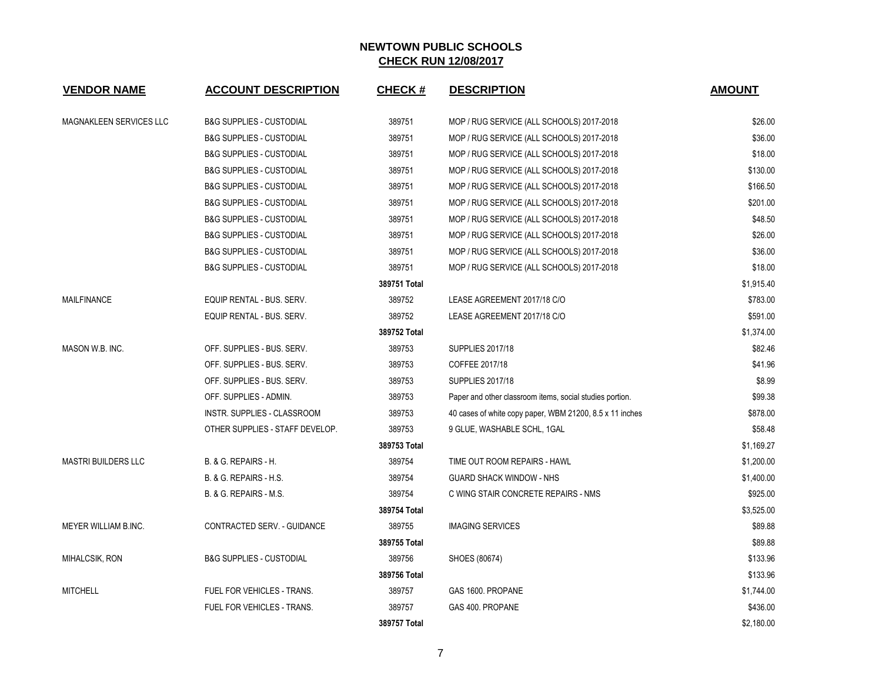## NEWTOWN PUBLIC SCHOOLS
## CHECK RUN 12/08/2017

| VENDOR NAME | ACCOUNT DESCRIPTION | CHECK # | DESCRIPTION | AMOUNT |
|---|---|---|---|---|
| MAGNAKLEEN SERVICES LLC | B&G SUPPLIES - CUSTODIAL | 389751 | MOP / RUG SERVICE (ALL SCHOOLS) 2017-2018 | $26.00 |
| | B&G SUPPLIES - CUSTODIAL | 389751 | MOP / RUG SERVICE (ALL SCHOOLS) 2017-2018 | $36.00 |
| | B&G SUPPLIES - CUSTODIAL | 389751 | MOP / RUG SERVICE (ALL SCHOOLS) 2017-2018 | $18.00 |
| | B&G SUPPLIES - CUSTODIAL | 389751 | MOP / RUG SERVICE (ALL SCHOOLS) 2017-2018 | $130.00 |
| | B&G SUPPLIES - CUSTODIAL | 389751 | MOP / RUG SERVICE (ALL SCHOOLS) 2017-2018 | $166.50 |
| | B&G SUPPLIES - CUSTODIAL | 389751 | MOP / RUG SERVICE (ALL SCHOOLS) 2017-2018 | $201.00 |
| | B&G SUPPLIES - CUSTODIAL | 389751 | MOP / RUG SERVICE (ALL SCHOOLS) 2017-2018 | $48.50 |
| | B&G SUPPLIES - CUSTODIAL | 389751 | MOP / RUG SERVICE (ALL SCHOOLS) 2017-2018 | $26.00 |
| | B&G SUPPLIES - CUSTODIAL | 389751 | MOP / RUG SERVICE (ALL SCHOOLS) 2017-2018 | $36.00 |
| | B&G SUPPLIES - CUSTODIAL | 389751 | MOP / RUG SERVICE (ALL SCHOOLS) 2017-2018 | $18.00 |
| | | **389751 Total** | | $1,915.40 |
| MAILFINANCE | EQUIP RENTAL - BUS. SERV. | 389752 | LEASE AGREEMENT 2017/18 C/O | $783.00 |
| | EQUIP RENTAL - BUS. SERV. | 389752 | LEASE AGREEMENT 2017/18 C/O | $591.00 |
| | | **389752 Total** | | $1,374.00 |
| MASON W.B. INC. | OFF. SUPPLIES - BUS. SERV. | 389753 | SUPPLIES 2017/18 | $82.46 |
| | OFF. SUPPLIES - BUS. SERV. | 389753 | COFFEE 2017/18 | $41.96 |
| | OFF. SUPPLIES - BUS. SERV. | 389753 | SUPPLIES 2017/18 | $8.99 |
| | OFF. SUPPLIES - ADMIN. | 389753 | Paper and other classroom items, social studies portion. | $99.38 |
| | INSTR. SUPPLIES - CLASSROOM | 389753 | 40 cases of white copy paper, WBM 21200, 8.5 x 11 inches | $878.00 |
| | OTHER SUPPLIES - STAFF DEVELOP. | 389753 | 9 GLUE, WASHABLE SCHL, 1GAL | $58.48 |
| | | **389753 Total** | | $1,169.27 |
| MASTRI BUILDERS LLC | B. & G. REPAIRS - H. | 389754 | TIME OUT ROOM REPAIRS - HAWL | $1,200.00 |
| | B. & G. REPAIRS - H.S. | 389754 | GUARD SHACK WINDOW - NHS | $1,400.00 |
| | B. & G. REPAIRS - M.S. | 389754 | C WING STAIR CONCRETE REPAIRS - NMS | $925.00 |
| | | **389754 Total** | | $3,525.00 |
| MEYER WILLIAM B.INC. | CONTRACTED SERV. - GUIDANCE | 389755 | IMAGING SERVICES | $89.88 |
| | | **389755 Total** | | $89.88 |
| MIHALCSIK, RON | B&G SUPPLIES - CUSTODIAL | 389756 | SHOES (80674) | $133.96 |
| | | **389756 Total** | | $133.96 |
| MITCHELL | FUEL FOR VEHICLES - TRANS. | 389757 | GAS 1600. PROPANE | $1,744.00 |
| | FUEL FOR VEHICLES - TRANS. | 389757 | GAS 400. PROPANE | $436.00 |
| | | **389757 Total** | | $2,180.00 |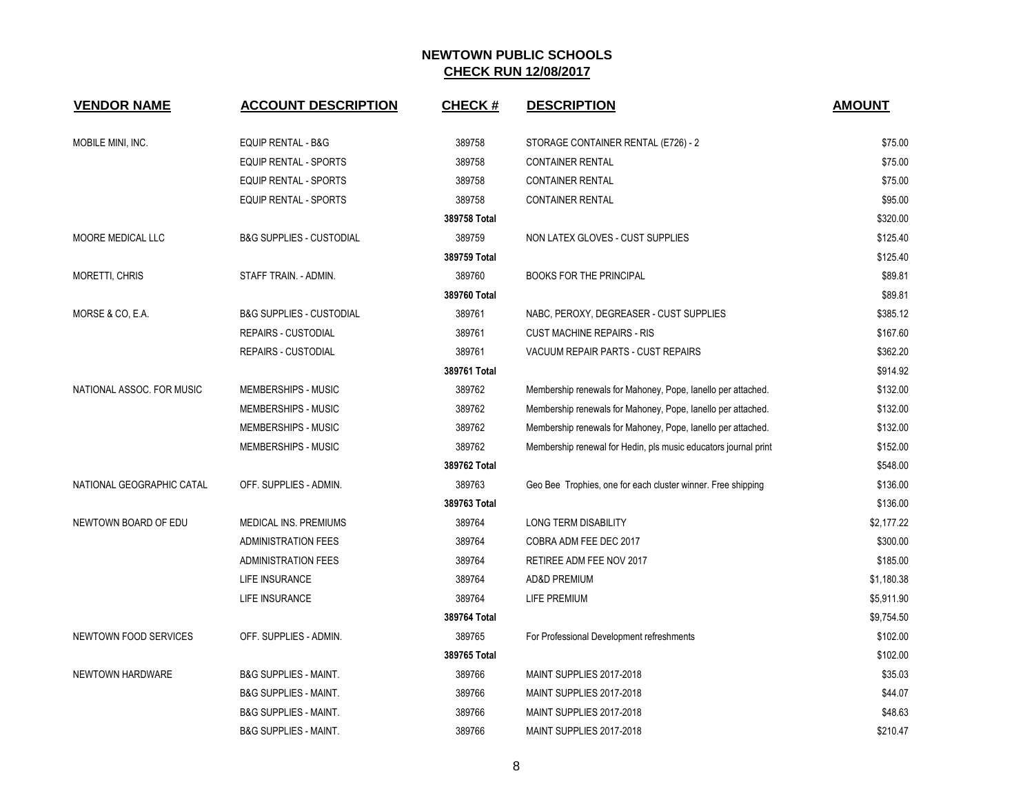# NEWTOWN PUBLIC SCHOOLS

## CHECK RUN 12/08/2017

| VENDOR NAME | ACCOUNT DESCRIPTION | CHECK # | DESCRIPTION | AMOUNT |
|---|---|---|---|---|
| MOBILE MINI, INC. | EQUIP RENTAL - B&G | 389758 | STORAGE CONTAINER RENTAL (E726) - 2 | $75.00 |
| | EQUIP RENTAL - SPORTS | 389758 | CONTAINER RENTAL | $75.00 |
| | EQUIP RENTAL - SPORTS | 389758 | CONTAINER RENTAL | $75.00 |
| | EQUIP RENTAL - SPORTS | 389758 | CONTAINER RENTAL | $95.00 |
| | | **389758 Total** | | $320.00 |
| MOORE MEDICAL LLC | B&G SUPPLIES - CUSTODIAL | 389759 | NON LATEX GLOVES - CUST SUPPLIES | $125.40 |
| | | **389759 Total** | | $125.40 |
| MORETTI, CHRIS | STAFF TRAIN. - ADMIN. | 389760 | BOOKS FOR THE PRINCIPAL | $89.81 |
| | | **389760 Total** | | $89.81 |
| MORSE & CO, E.A. | B&G SUPPLIES - CUSTODIAL | 389761 | NABC, PEROXY, DEGREASER - CUST SUPPLIES | $385.12 |
| | REPAIRS - CUSTODIAL | 389761 | CUST MACHINE REPAIRS - RIS | $167.60 |
| | REPAIRS - CUSTODIAL | 389761 | VACUUM REPAIR PARTS - CUST REPAIRS | $362.20 |
| | | **389761 Total** | | $914.92 |
| NATIONAL ASSOC. FOR MUSIC | MEMBERSHIPS - MUSIC | 389762 | Membership renewals for Mahoney, Pope, Ianello per attached. | $132.00 |
| | MEMBERSHIPS - MUSIC | 389762 | Membership renewals for Mahoney, Pope, Ianello per attached. | $132.00 |
| | MEMBERSHIPS - MUSIC | 389762 | Membership renewals for Mahoney, Pope, Ianello per attached. | $132.00 |
| | MEMBERSHIPS - MUSIC | 389762 | Membership renewal for Hedin, pls music educators journal print | $152.00 |
| | | **389762 Total** | | $548.00 |
| NATIONAL GEOGRAPHIC CATAL | OFF. SUPPLIES - ADMIN. | 389763 | Geo Bee Trophies, one for each cluster winner. Free shipping | $136.00 |
| | | **389763 Total** | | $136.00 |
| NEWTOWN BOARD OF EDU | MEDICAL INS. PREMIUMS | 389764 | LONG TERM DISABILITY | $2,177.22 |
| | ADMINISTRATION FEES | 389764 | COBRA ADM FEE DEC 2017 | $300.00 |
| | ADMINISTRATION FEES | 389764 | RETIREE ADM FEE NOV 2017 | $185.00 |
| | LIFE INSURANCE | 389764 | AD&D PREMIUM | $1,180.38 |
| | LIFE INSURANCE | 389764 | LIFE PREMIUM | $5,911.90 |
| | | **389764 Total** | | $9,754.50 |
| NEWTOWN FOOD SERVICES | OFF. SUPPLIES - ADMIN. | 389765 | For Professional Development refreshments | $102.00 |
| | | **389765 Total** | | $102.00 |
| NEWTOWN HARDWARE | B&G SUPPLIES - MAINT. | 389766 | MAINT SUPPLIES 2017-2018 | $35.03 |
| | B&G SUPPLIES - MAINT. | 389766 | MAINT SUPPLIES 2017-2018 | $44.07 |
| | B&G SUPPLIES - MAINT. | 389766 | MAINT SUPPLIES 2017-2018 | $48.63 |
| | B&G SUPPLIES - MAINT. | 389766 | MAINT SUPPLIES 2017-2018 | $210.47 |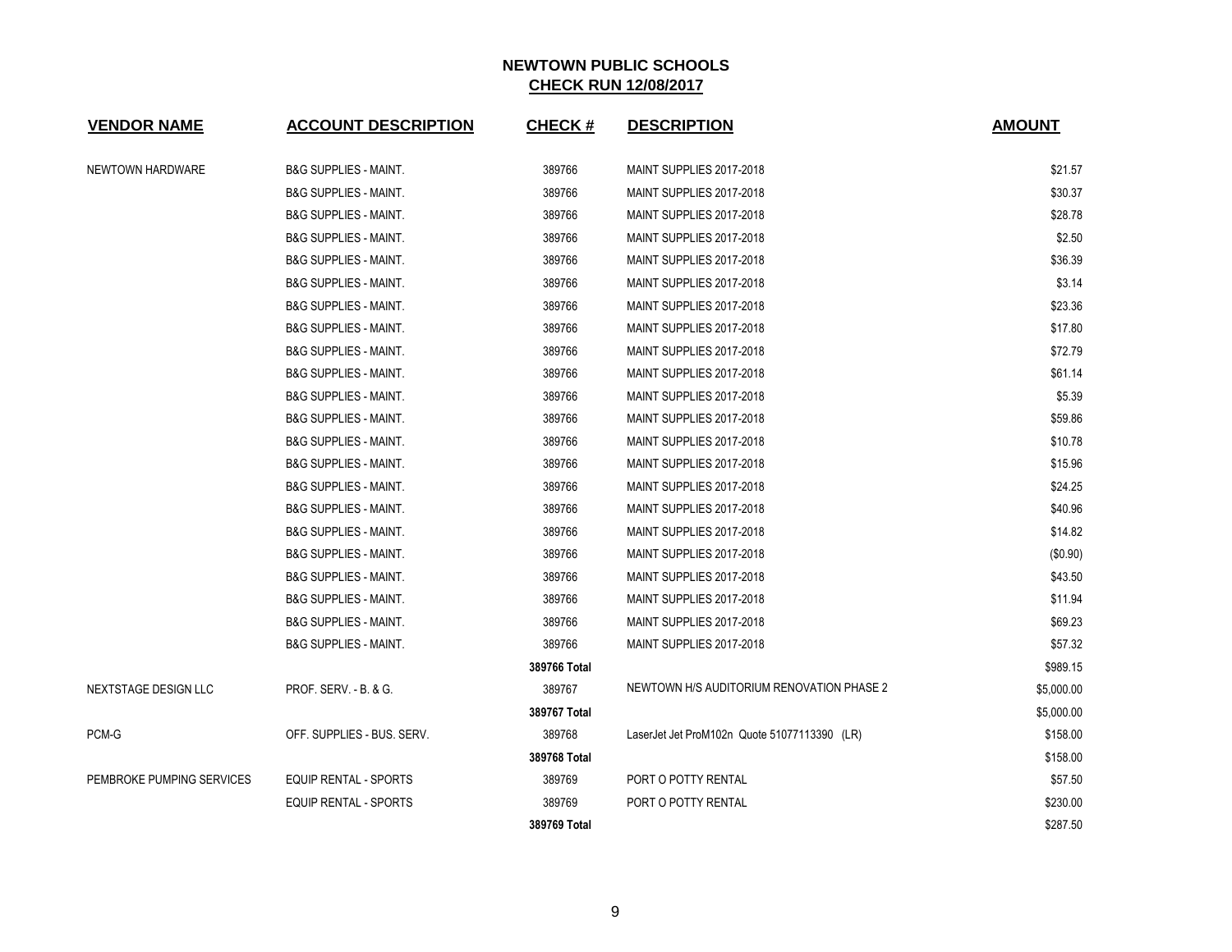**NEWTOWN PUBLIC SCHOOLS**
**CHECK RUN 12/08/2017**

| VENDOR NAME | ACCOUNT DESCRIPTION | CHECK # | DESCRIPTION | AMOUNT |
|---|---|---|---|---|
| NEWTOWN HARDWARE | B&G SUPPLIES - MAINT. | 389766 | MAINT SUPPLIES 2017-2018 | $21.57 |
| | B&G SUPPLIES - MAINT. | 389766 | MAINT SUPPLIES 2017-2018 | $30.37 |
| | B&G SUPPLIES - MAINT. | 389766 | MAINT SUPPLIES 2017-2018 | $28.78 |
| | B&G SUPPLIES - MAINT. | 389766 | MAINT SUPPLIES 2017-2018 | $2.50 |
| | B&G SUPPLIES - MAINT. | 389766 | MAINT SUPPLIES 2017-2018 | $36.39 |
| | B&G SUPPLIES - MAINT. | 389766 | MAINT SUPPLIES 2017-2018 | $3.14 |
| | B&G SUPPLIES - MAINT. | 389766 | MAINT SUPPLIES 2017-2018 | $23.36 |
| | B&G SUPPLIES - MAINT. | 389766 | MAINT SUPPLIES 2017-2018 | $17.80 |
| | B&G SUPPLIES - MAINT. | 389766 | MAINT SUPPLIES 2017-2018 | $72.79 |
| | B&G SUPPLIES - MAINT. | 389766 | MAINT SUPPLIES 2017-2018 | $61.14 |
| | B&G SUPPLIES - MAINT. | 389766 | MAINT SUPPLIES 2017-2018 | $5.39 |
| | B&G SUPPLIES - MAINT. | 389766 | MAINT SUPPLIES 2017-2018 | $59.86 |
| | B&G SUPPLIES - MAINT. | 389766 | MAINT SUPPLIES 2017-2018 | $10.78 |
| | B&G SUPPLIES - MAINT. | 389766 | MAINT SUPPLIES 2017-2018 | $15.96 |
| | B&G SUPPLIES - MAINT. | 389766 | MAINT SUPPLIES 2017-2018 | $24.25 |
| | B&G SUPPLIES - MAINT. | 389766 | MAINT SUPPLIES 2017-2018 | $40.96 |
| | B&G SUPPLIES - MAINT. | 389766 | MAINT SUPPLIES 2017-2018 | $14.82 |
| | B&G SUPPLIES - MAINT. | 389766 | MAINT SUPPLIES 2017-2018 | ($0.90) |
| | B&G SUPPLIES - MAINT. | 389766 | MAINT SUPPLIES 2017-2018 | $43.50 |
| | B&G SUPPLIES - MAINT. | 389766 | MAINT SUPPLIES 2017-2018 | $11.94 |
| | B&G SUPPLIES - MAINT. | 389766 | MAINT SUPPLIES 2017-2018 | $69.23 |
| | B&G SUPPLIES - MAINT. | 389766 | MAINT SUPPLIES 2017-2018 | $57.32 |
| | | **389766 Total** | | $989.15 |
| NEXTSTAGE DESIGN LLC | PROF. SERV. - B. & G. | 389767 | NEWTOWN H/S AUDITORIUM RENOVATION PHASE 2 | $5,000.00 |
| | | **389767 Total** | | $5,000.00 |
| PCM-G | OFF. SUPPLIES - BUS. SERV. | 389768 | LaserJet Jet ProM102n Quote 51077113390 (LR) | $158.00 |
| | | **389768 Total** | | $158.00 |
| PEMBROKE PUMPING SERVICES | EQUIP RENTAL - SPORTS | 389769 | PORT O POTTY RENTAL | $57.50 |
| | EQUIP RENTAL - SPORTS | 389769 | PORT O POTTY RENTAL | $230.00 |
| | | **389769 Total** | | $287.50 |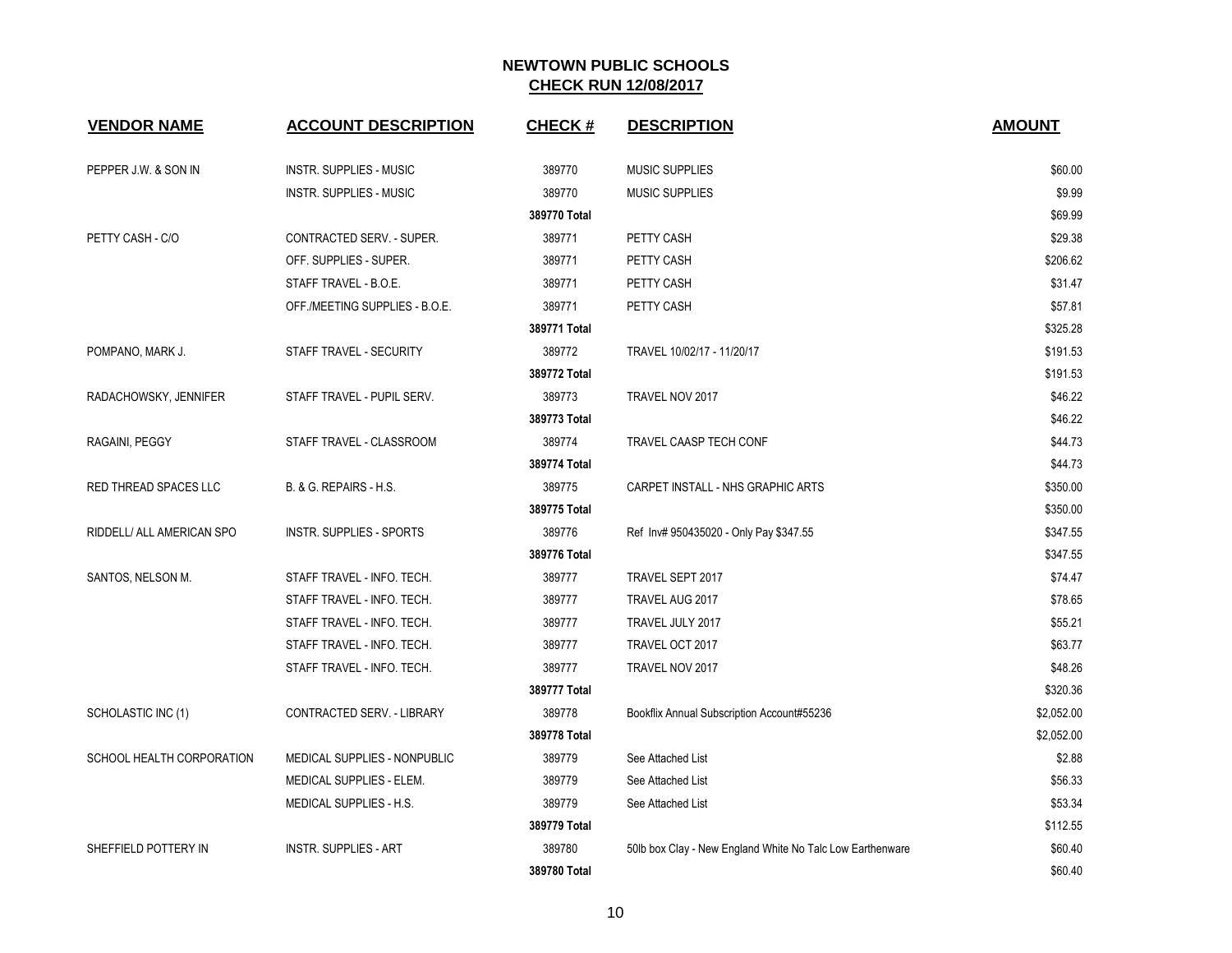## NEWTOWN PUBLIC SCHOOLS
## CHECK RUN 12/08/2017

| VENDOR NAME | ACCOUNT DESCRIPTION | CHECK # | DESCRIPTION | AMOUNT |
|---|---|---|---|---|
| PEPPER J.W. & SON IN | INSTR. SUPPLIES - MUSIC | 389770 | MUSIC SUPPLIES | $60.00 |
| | INSTR. SUPPLIES - MUSIC | 389770 | MUSIC SUPPLIES | $9.99 |
| | | **389770 Total** | | $69.99 |
| PETTY CASH - C/O | CONTRACTED SERV. - SUPER. | 389771 | PETTY CASH | $29.38 |
| | OFF. SUPPLIES - SUPER. | 389771 | PETTY CASH | $206.62 |
| | STAFF TRAVEL - B.O.E. | 389771 | PETTY CASH | $31.47 |
| | OFF./MEETING SUPPLIES - B.O.E. | 389771 | PETTY CASH | $57.81 |
| | | **389771 Total** | | $325.28 |
| POMPANO, MARK J. | STAFF TRAVEL - SECURITY | 389772 | TRAVEL 10/02/17 - 11/20/17 | $191.53 |
| | | **389772 Total** | | $191.53 |
| RADACHOWSKY, JENNIFER | STAFF TRAVEL - PUPIL SERV. | 389773 | TRAVEL NOV 2017 | $46.22 |
| | | **389773 Total** | | $46.22 |
| RAGAINI, PEGGY | STAFF TRAVEL - CLASSROOM | 389774 | TRAVEL CAASP TECH CONF | $44.73 |
| | | **389774 Total** | | $44.73 |
| RED THREAD SPACES LLC | B. & G. REPAIRS - H.S. | 389775 | CARPET INSTALL - NHS GRAPHIC ARTS | $350.00 |
| | | **389775 Total** | | $350.00 |
| RIDDELL/ ALL AMERICAN SPO | INSTR. SUPPLIES - SPORTS | 389776 | Ref Inv# 950435020 - Only Pay $347.55 | $347.55 |
| | | **389776 Total** | | $347.55 |
| SANTOS, NELSON M. | STAFF TRAVEL - INFO. TECH. | 389777 | TRAVEL SEPT 2017 | $74.47 |
| | STAFF TRAVEL - INFO. TECH. | 389777 | TRAVEL AUG 2017 | $78.65 |
| | STAFF TRAVEL - INFO. TECH. | 389777 | TRAVEL JULY 2017 | $55.21 |
| | STAFF TRAVEL - INFO. TECH. | 389777 | TRAVEL OCT 2017 | $63.77 |
| | STAFF TRAVEL - INFO. TECH. | 389777 | TRAVEL NOV 2017 | $48.26 |
| | | **389777 Total** | | $320.36 |
| SCHOLASTIC INC (1) | CONTRACTED SERV. - LIBRARY | 389778 | Bookflix Annual Subscription Account#55236 | $2,052.00 |
| | | **389778 Total** | | $2,052.00 |
| SCHOOL HEALTH CORPORATION | MEDICAL SUPPLIES - NONPUBLIC | 389779 | See Attached List | $2.88 |
| | MEDICAL SUPPLIES - ELEM. | 389779 | See Attached List | $56.33 |
| | MEDICAL SUPPLIES - H.S. | 389779 | See Attached List | $53.34 |
| | | **389779 Total** | | $112.55 |
| SHEFFIELD POTTERY IN | INSTR. SUPPLIES - ART | 389780 | 50lb box Clay - New England White No Talc Low Earthenware | $60.40 |
| | | **389780 Total** | | $60.40 |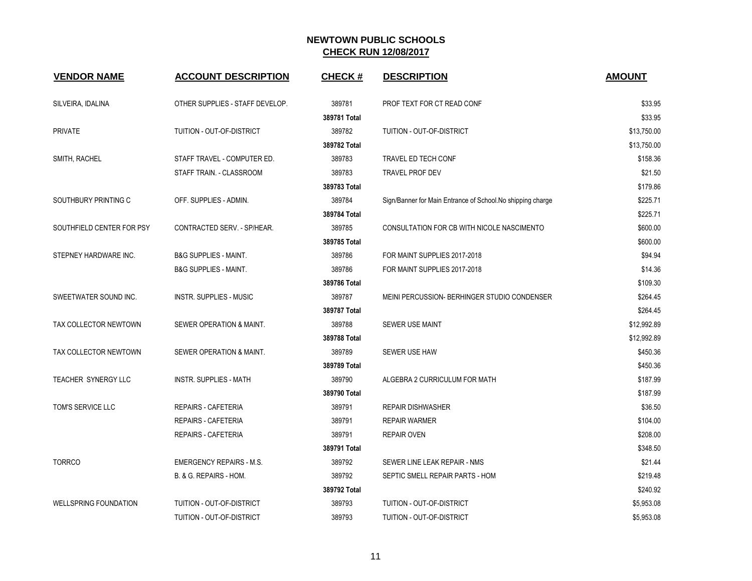# NEWTOWN PUBLIC SCHOOLS
## CHECK RUN 12/08/2017

| VENDOR NAME | ACCOUNT DESCRIPTION | CHECK # | DESCRIPTION | AMOUNT |
|---|---|---|---|---|
| SILVEIRA, IDALINA | OTHER SUPPLIES - STAFF DEVELOP. | 389781 | PROF TEXT FOR CT READ CONF | $33.95 |
| | | **389781 Total** | | $33.95 |
| PRIVATE | TUITION - OUT-OF-DISTRICT | 389782 | TUITION - OUT-OF-DISTRICT | $13,750.00 |
| | | **389782 Total** | | $13,750.00 |
| SMITH, RACHEL | STAFF TRAVEL - COMPUTER ED. | 389783 | TRAVEL ED TECH CONF | $158.36 |
| | STAFF TRAIN. - CLASSROOM | 389783 | TRAVEL PROF DEV | $21.50 |
| | | **389783 Total** | | $179.86 |
| SOUTHBURY PRINTING C | OFF. SUPPLIES - ADMIN. | 389784 | Sign/Banner for Main Entrance of School.No shipping charge | $225.71 |
| | | **389784 Total** | | $225.71 |
| SOUTHFIELD CENTER FOR PSY | CONTRACTED SERV. - SP/HEAR. | 389785 | CONSULTATION FOR CB WITH NICOLE NASCIMENTO | $600.00 |
| | | **389785 Total** | | $600.00 |
| STEPNEY HARDWARE INC. | B&G SUPPLIES - MAINT. | 389786 | FOR MAINT SUPPLIES 2017-2018 | $94.94 |
| | B&G SUPPLIES - MAINT. | 389786 | FOR MAINT SUPPLIES 2017-2018 | $14.36 |
| | | **389786 Total** | | $109.30 |
| SWEETWATER SOUND INC. | INSTR. SUPPLIES - MUSIC | 389787 | MEINI PERCUSSION- BERHINGER STUDIO CONDENSER | $264.45 |
| | | **389787 Total** | | $264.45 |
| TAX COLLECTOR NEWTOWN | SEWER OPERATION & MAINT. | 389788 | SEWER USE MAINT | $12,992.89 |
| | | **389788 Total** | | $12,992.89 |
| TAX COLLECTOR NEWTOWN | SEWER OPERATION & MAINT. | 389789 | SEWER USE HAW | $450.36 |
| | | **389789 Total** | | $450.36 |
| TEACHER SYNERGY LLC | INSTR. SUPPLIES - MATH | 389790 | ALGEBRA 2 CURRICULUM FOR MATH | $187.99 |
| | | **389790 Total** | | $187.99 |
| TOM'S SERVICE LLC | REPAIRS - CAFETERIA | 389791 | REPAIR DISHWASHER | $36.50 |
| | REPAIRS - CAFETERIA | 389791 | REPAIR WARMER | $104.00 |
| | REPAIRS - CAFETERIA | 389791 | REPAIR OVEN | $208.00 |
| | | **389791 Total** | | $348.50 |
| TORRCO | EMERGENCY REPAIRS - M.S. | 389792 | SEWER LINE LEAK REPAIR - NMS | $21.44 |
| | B. & G. REPAIRS - HOM. | 389792 | SEPTIC SMELL REPAIR PARTS - HOM | $219.48 |
| | | **389792 Total** | | $240.92 |
| WELLSPRING FOUNDATION | TUITION - OUT-OF-DISTRICT | 389793 | TUITION - OUT-OF-DISTRICT | $5,953.08 |
| | TUITION - OUT-OF-DISTRICT | 389793 | TUITION - OUT-OF-DISTRICT | $5,953.08 |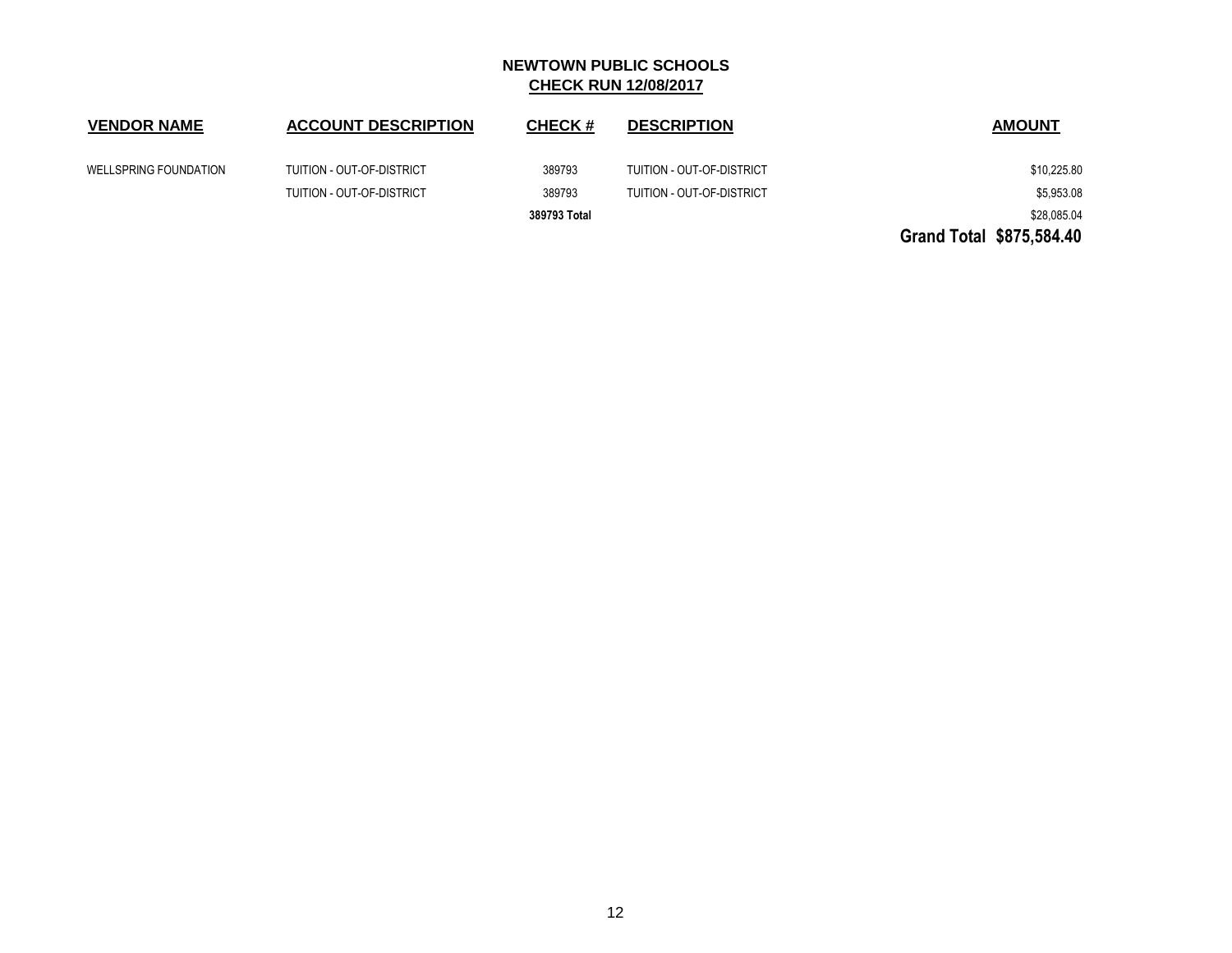**NEWTOWN PUBLIC SCHOOLS**
**CHECK RUN 12/08/2017**

| VENDOR NAME | ACCOUNT DESCRIPTION | CHECK # | DESCRIPTION | AMOUNT |
|---|---|---|---|---|
| WELLSPRING FOUNDATION | TUITION - OUT-OF-DISTRICT | 389793 | TUITION - OUT-OF-DISTRICT | $10,225.80 |
| | TUITION - OUT-OF-DISTRICT | 389793 | TUITION - OUT-OF-DISTRICT | $5,953.08 |
| | | **389793 Total** | | $28,085.04 |
| | | | **Grand Total** | **$875,584.40** |